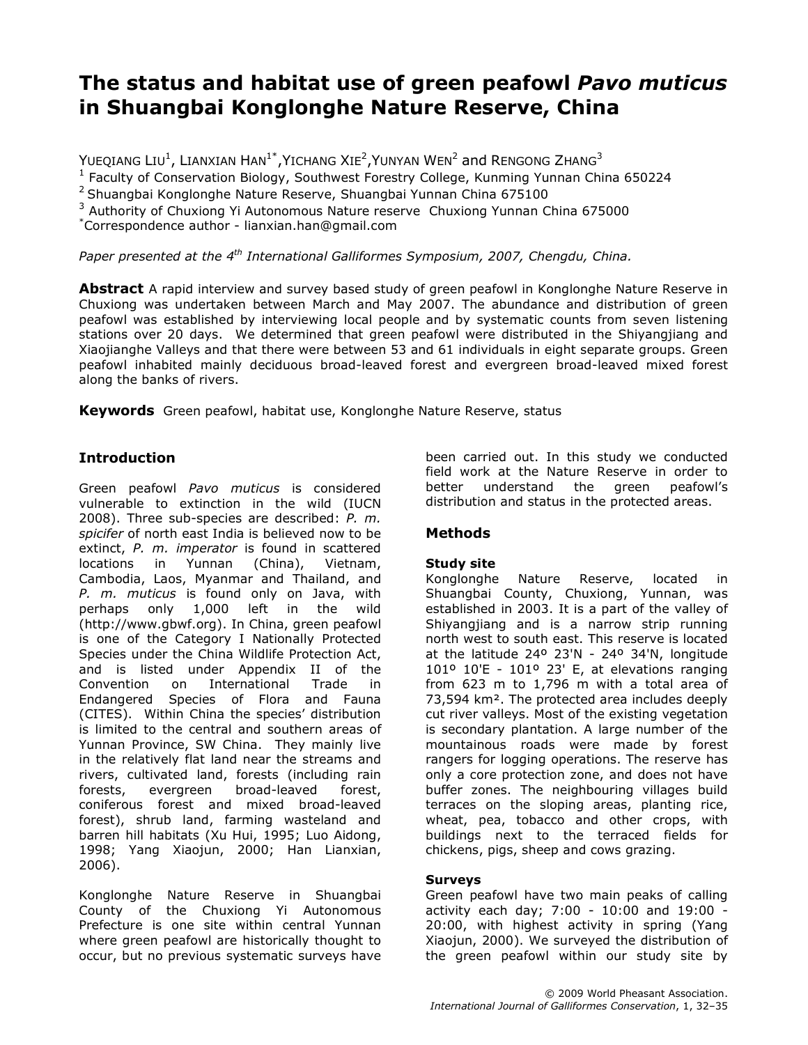# The status and habitat use of green peafowl *Pavo muticus* in Shuangbai Konglonghe Nature Reserve, China

YUEQIANG LIU[1], LIANXIAN HAN[1*], YICHANG XIE[2], YUNYAN WEN[2] and RENGONG ZHANG[3]

[1] Faculty of Conservation Biology, Southwest Forestry College, Kunming Yunnan China 650224

[2] Shuangbai Konglonghe Nature Reserve, Shuangbai Yunnan China 675100

[3] Authority of Chuxiong Yi Autonomous Nature reserve Chuxiong Yunnan China 675000

[*]Correspondence author - lianxian.han@gmail.com

*Paper presented at the 4th International Galliformes Symposium, 2007, Chengdu, China.*

**Abstract** A rapid interview and survey based study of green peafowl in Konglonghe Nature Reserve in Chuxiong was undertaken between March and May 2007. The abundance and distribution of green peafowl was established by interviewing local people and by systematic counts from seven listening stations over 20 days. We determined that green peafowl were distributed in the Shiyangjiang and Xiaojianghe Valleys and that there were between 53 and 61 individuals in eight separate groups. Green peafowl inhabited mainly deciduous broad-leaved forest and evergreen broad-leaved mixed forest along the banks of rivers.

**Keywords** Green peafowl, habitat use, Konglonghe Nature Reserve, status

## Introduction

Green peafowl *Pavo muticus* is considered vulnerable to extinction in the wild (IUCN 2008). Three sub-species are described: *P. m. spicifer* of north east India is believed now to be extinct, *P. m. imperator* is found in scattered locations in Yunnan (China), Vietnam, Cambodia, Laos, Myanmar and Thailand, and *P. m. muticus* is found only on Java, with perhaps only 1,000 left in the wild (http://www.gbwf.org). In China, green peafowl is one of the Category I Nationally Protected Species under the China Wildlife Protection Act, and is listed under Appendix II of the Convention on International Trade in Endangered Species of Flora and Fauna (CITES). Within China the species' distribution is limited to the central and southern areas of Yunnan Province, SW China. They mainly live in the relatively flat land near the streams and rivers, cultivated land, forests (including rain forests, evergreen broad-leaved forest, coniferous forest and mixed broad-leaved forest), shrub land, farming wasteland and barren hill habitats (Xu Hui, 1995; Luo Aidong, 1998; Yang Xiaojun, 2000; Han Lianxian, 2006).

Konglonghe Nature Reserve in Shuangbai County of the Chuxiong Yi Autonomous Prefecture is one site within central Yunnan where green peafowl are historically thought to occur, but no previous systematic surveys have been carried out. In this study we conducted field work at the Nature Reserve in order to better understand the green peafowl's distribution and status in the protected areas.

## Methods

### Study site

Konglonghe Nature Reserve, located in Shuangbai County, Chuxiong, Yunnan, was established in 2003. It is a part of the valley of Shiyangjiang and is a narrow strip running north west to south east. This reserve is located at the latitude 24º 23'N - 24º 34'N, longitude 101º 10'E - 101º 23' E, at elevations ranging from 623 m to 1,796 m with a total area of 73,594 km². The protected area includes deeply cut river valleys. Most of the existing vegetation is secondary plantation. A large number of the mountainous roads were made by forest rangers for logging operations. The reserve has only a core protection zone, and does not have buffer zones. The neighbouring villages build terraces on the sloping areas, planting rice, wheat, pea, tobacco and other crops, with buildings next to the terraced fields for chickens, pigs, sheep and cows grazing.

### Surveys

Green peafowl have two main peaks of calling activity each day; 7:00 - 10:00 and 19:00 - 20:00, with highest activity in spring (Yang Xiaojun, 2000). We surveyed the distribution of the green peafowl within our study site by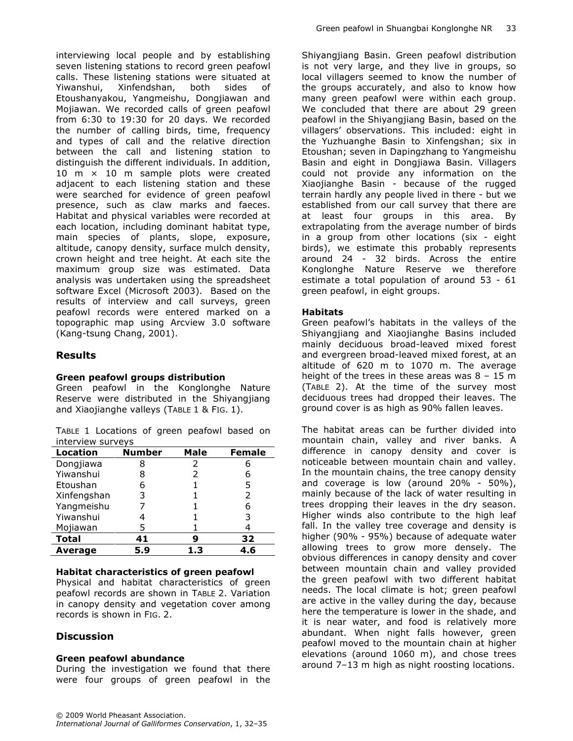interviewing local people and by establishing seven listening stations to record green peafowl calls. These listening stations were situated at Yiwanshui, Xinfendshan, both sides of Etoushanyakou, Yangmeishu, Dongjiawan and Mojiawan. We recorded calls of green peafowl from 6:30 to 19:30 for 20 days. We recorded the number of calling birds, time, frequency and types of call and the relative direction between the call and listening station to distinguish the different individuals. In addition, 10 m × 10 m sample plots were created adjacent to each listening station and these were searched for evidence of green peafowl presence, such as claw marks and faeces. Habitat and physical variables were recorded at each location, including dominant habitat type, main species of plants, slope, exposure, altitude, canopy density, surface mulch density, crown height and tree height. At each site the maximum group size was estimated. Data analysis was undertaken using the spreadsheet software Excel (Microsoft 2003). Based on the results of interview and call surveys, green peafowl records were entered marked on a topographic map using Arcview 3.0 software (Kang-tsung Chang, 2001).

## Results

### Green peafowl groups distribution

Green peafowl in the Konglonghe Nature Reserve were distributed in the Shiyangjiang and Xiaojianghe valleys (TABLE 1 & FIG. 1).

TABLE 1 Locations of green peafowl based on interview surveys

| Location | Number | Male | Female |
|---|---|---|---|
| Dongjiawa | 8 | 2 | 6 |
| Yiwanshui | 8 | 2 | 6 |
| Etoushan | 6 | 1 | 5 |
| Xinfengshan | 3 | 1 | 2 |
| Yangmeishu | 7 | 1 | 6 |
| Yiwanshui | 4 | 1 | 3 |
| Mojiawan | 5 | 1 | 4 |
| **Total** | **41** | **9** | **32** |
| **Average** | **5.9** | **1.3** | **4.6** |

### Habitat characteristics of green peafowl

Physical and habitat characteristics of green peafowl records are shown in TABLE 2. Variation in canopy density and vegetation cover among records is shown in FIG. 2.

## Discussion

### Green peafowl abundance

During the investigation we found that there were four groups of green peafowl in the Shiyangjiang Basin. Green peafowl distribution is not very large, and they live in groups, so local villagers seemed to know the number of the groups accurately, and also to know how many green peafowl were within each group. We concluded that there are about 29 green peafowl in the Shiyangjiang Basin, based on the villagers' observations. This included: eight in the Yuzhuanghe Basin to Xinfengshan; six in Etoushan; seven in Dapingzhang to Yangmeishu Basin and eight in Dongjiawa Basin. Villagers could not provide any information on the Xiaojianghe Basin - because of the rugged terrain hardly any people lived in there - but we established from our call survey that there are at least four groups in this area. By extrapolating from the average number of birds in a group from other locations (six - eight birds), we estimate this probably represents around 24 - 32 birds. Across the entire Konglonghe Nature Reserve we therefore estimate a total population of around 53 - 61 green peafowl, in eight groups.

### Habitats

Green peafowl's habitats in the valleys of the Shiyangjiang and Xiaojianghe Basins included mainly deciduous broad-leaved mixed forest and evergreen broad-leaved mixed forest, at an altitude of 620 m to 1070 m. The average height of the trees in these areas was 8 – 15 m (TABLE 2). At the time of the survey most deciduous trees had dropped their leaves. The ground cover is as high as 90% fallen leaves.

The habitat areas can be further divided into mountain chain, valley and river banks. A difference in canopy density and cover is noticeable between mountain chain and valley. In the mountain chains, the tree canopy density and coverage is low (around 20% - 50%), mainly because of the lack of water resulting in trees dropping their leaves in the dry season. Higher winds also contribute to the high leaf fall. In the valley tree coverage and density is higher (90% - 95%) because of adequate water allowing trees to grow more densely. The obvious differences in canopy density and cover between mountain chain and valley provided the green peafowl with two different habitat needs. The local climate is hot; green peafowl are active in the valley during the day, because here the temperature is lower in the shade, and it is near water, and food is relatively more abundant. When night falls however, green peafowl moved to the mountain chain at higher elevations (around 1060 m), and chose trees around 7–13 m high as night roosting locations.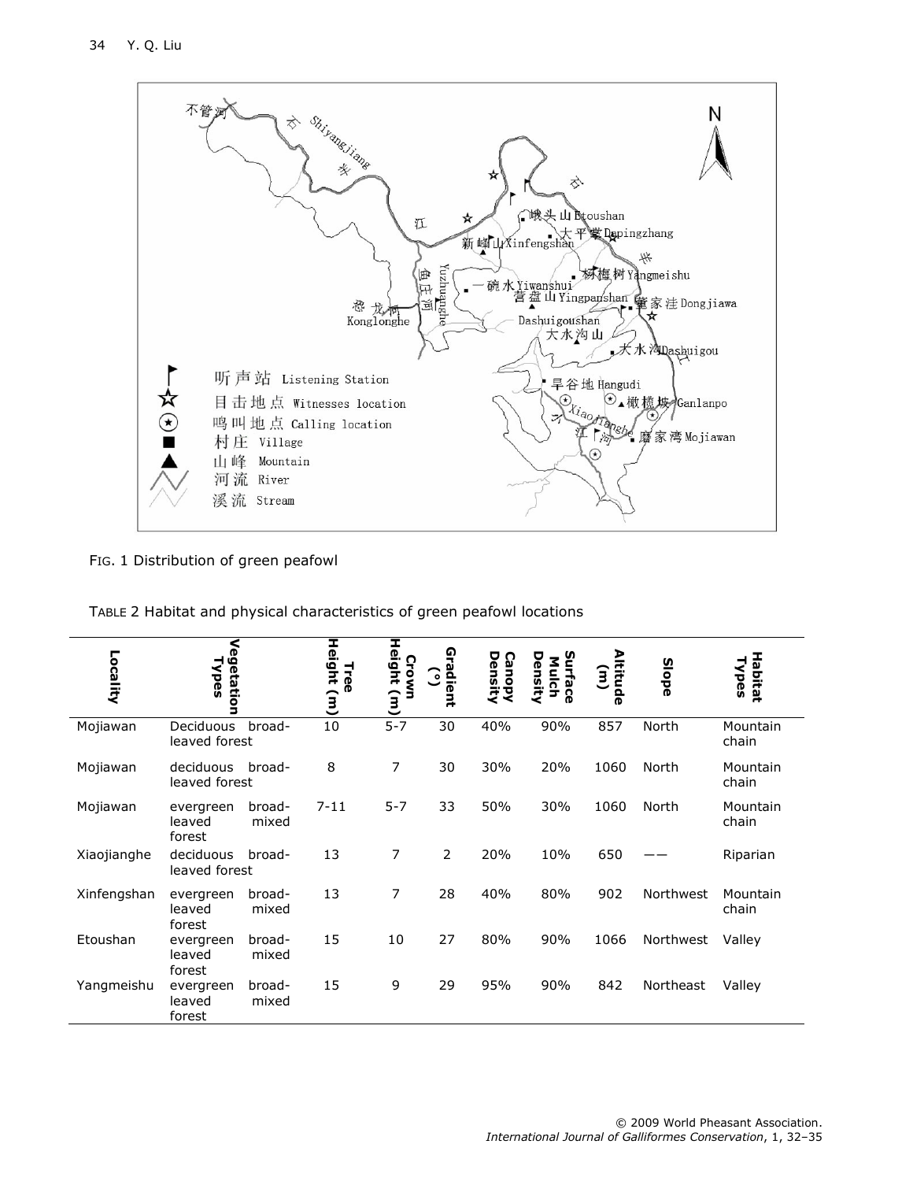FIG. 1 Distribution of green peafowl

TABLE 2 Habitat and physical characteristics of green peafowl locations

| Locality | Vegetation Types | Tree Height (m) | Crown Height (m) | Gradient (°) | Canopy Density | Surface Mulch Density | Altitude (m) | Slope | Habitat Types |
|---|---|---|---|---|---|---|---|---|---|
| Mojiawan | Deciduous broad-leaved forest | 10 | 5-7 | 30 | 40% | 90% | 857 | North | Mountain chain |
| Mojiawan | deciduous broad-leaved forest | 8 | 7 | 30 | 30% | 20% | 1060 | North | Mountain chain |
| Mojiawan | evergreen broad-leaved mixed forest | 7-11 | 5-7 | 33 | 50% | 30% | 1060 | North | Mountain chain |
| Xiaojianghe | deciduous broad-leaved forest | 13 | 7 | 2 | 20% | 10% | 650 | —— | Riparian |
| Xinfengshan | evergreen broad-leaved mixed forest | 13 | 7 | 28 | 40% | 80% | 902 | Northwest | Mountain chain |
| Etoushan | evergreen broad-leaved mixed forest | 15 | 10 | 27 | 80% | 90% | 1066 | Northwest | Valley |
| Yangmeishu | evergreen broad-leaved mixed forest | 15 | 9 | 29 | 95% | 90% | 842 | Northeast | Valley |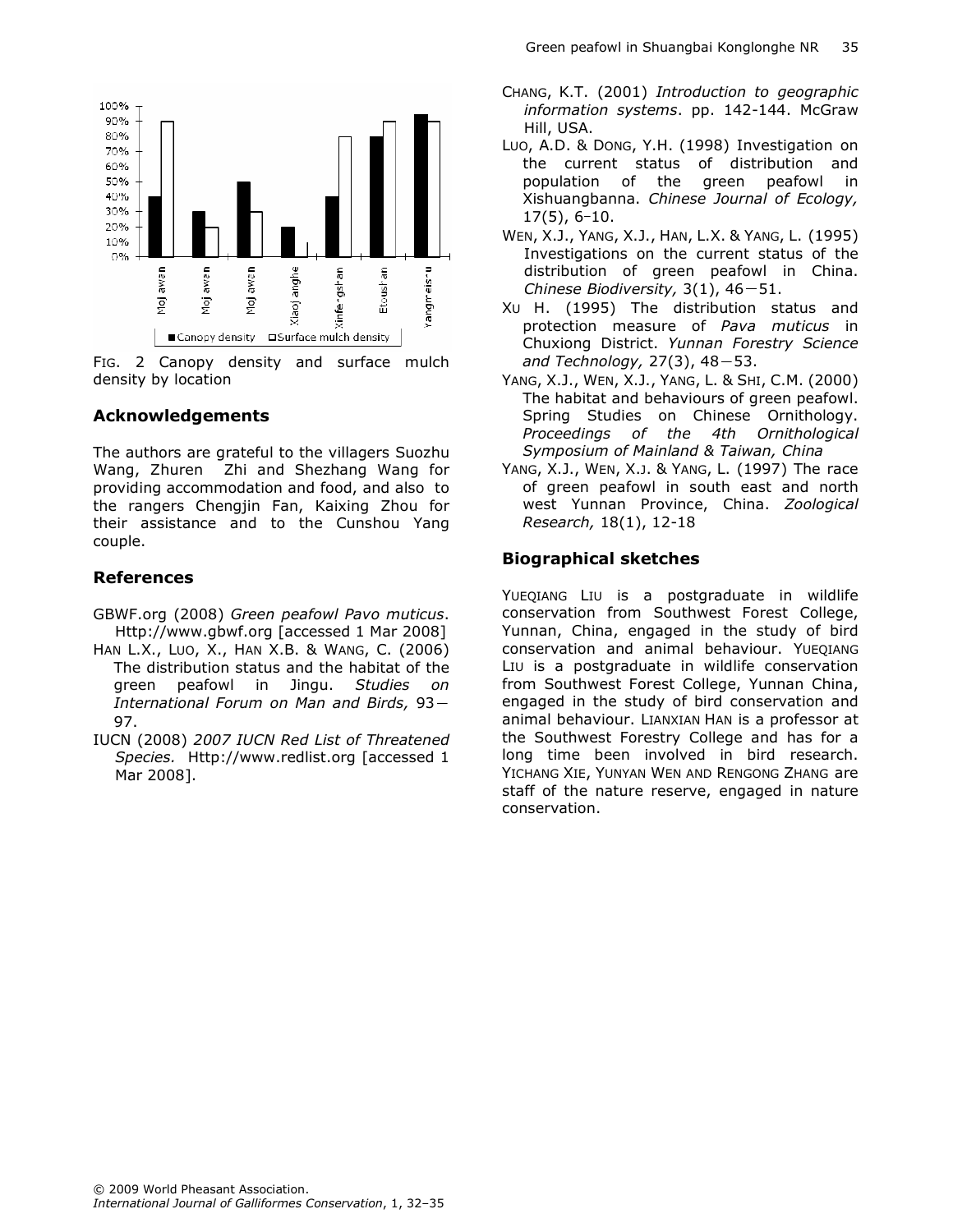100%
90%
80%
70%
60%
50%
40%
30%
20%
10%
0%

Mojiawan
Mojiawan
Mojiawan
Xiaojianghe
Xinfengshan
Etoushan
Yangmeishu

■Canopy density □Surface mulch density

FIG. 2 Canopy density and surface mulch density by location

## Acknowledgements

The authors are grateful to the villagers Suozhu Wang, Zhuren Zhi and Shezhang Wang for providing accommodation and food, and also to the rangers Chengjin Fan, Kaixing Zhou for their assistance and to the Cunshou Yang couple.

## References

GBWF.org (2008) *Green peafowl Pavo muticus*. Http://www.gbwf.org [accessed 1 Mar 2008]

HAN L.X., LUO, X., HAN X.B. & WANG, C. (2006) The distribution status and the habitat of the green peafowl in Jingu. *Studies on International Forum on Man and Birds,* 93−97.

IUCN (2008) *2007 IUCN Red List of Threatened Species.* Http://www.redlist.org [accessed 1 Mar 2008].

CHANG, K.T. (2001) *Introduction to geographic information systems*. pp. 142-144. McGraw Hill, USA.

LUO, A.D. & DONG, Y.H. (1998) Investigation on the current status of distribution and population of the green peafowl in Xishuangbanna. *Chinese Journal of Ecology,* 17(5), 6–10.

WEN, X.J., YANG, X.J., HAN, L.X. & YANG, L. (1995) Investigations on the current status of the distribution of green peafowl in China. *Chinese Biodiversity,* 3(1), 46−51.

XU H. (1995) The distribution status and protection measure of *Pava muticus* in Chuxiong District. *Yunnan Forestry Science and Technology,* 27(3), 48−53.

YANG, X.J., WEN, X.J., YANG, L. & SHI, C.M. (2000) The habitat and behaviours of green peafowl. Spring Studies on Chinese Ornithology. *Proceedings of the 4th Ornithological Symposium of Mainland & Taiwan, China*

YANG, X.J., WEN, X.J. & YANG, L. (1997) The race of green peafowl in south east and north west Yunnan Province, China. *Zoological Research,* 18(1), 12-18

## Biographical sketches

YUEQIANG LIU is a postgraduate in wildlife conservation from Southwest Forest College, Yunnan, China, engaged in the study of bird conservation and animal behaviour. YUEQIANG LIU is a postgraduate in wildlife conservation from Southwest Forest College, Yunnan China, engaged in the study of bird conservation and animal behaviour. LIANXIAN HAN is a professor at the Southwest Forestry College and has for a long time been involved in bird research. YICHANG XIE, YUNYAN WEN AND RENGONG ZHANG are staff of the nature reserve, engaged in nature conservation.